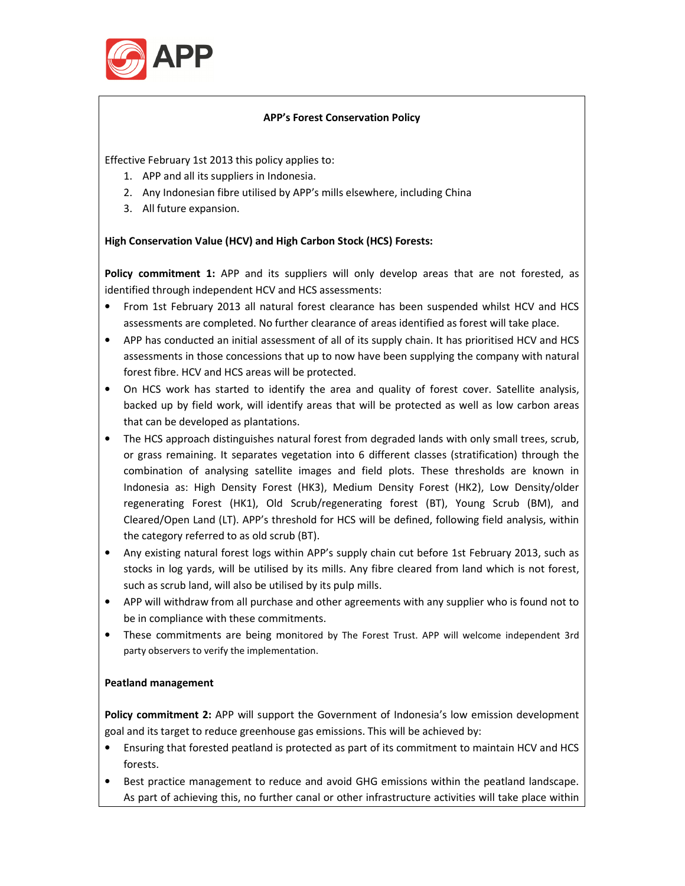APP

**APP's Forest Conservation Policy**

Effective February 1st 2013 this policy applies to:

1. APP and all its suppliers in Indonesia.
2. Any Indonesian fibre utilised by APP's mills elsewhere, including China
3. All future expansion.

**High Conservation Value (HCV) and High Carbon Stock (HCS) Forests:**

**Policy commitment 1:** APP and its suppliers will only develop areas that are not forested, as identified through independent HCV and HCS assessments:

- From 1st February 2013 all natural forest clearance has been suspended whilst HCV and HCS assessments are completed. No further clearance of areas identified as forest will take place.
- APP has conducted an initial assessment of all of its supply chain. It has prioritised HCV and HCS assessments in those concessions that up to now have been supplying the company with natural forest fibre. HCV and HCS areas will be protected.
- On HCS work has started to identify the area and quality of forest cover. Satellite analysis, backed up by field work, will identify areas that will be protected as well as low carbon areas that can be developed as plantations.
- The HCS approach distinguishes natural forest from degraded lands with only small trees, scrub, or grass remaining. It separates vegetation into 6 different classes (stratification) through the combination of analysing satellite images and field plots. These thresholds are known in Indonesia as: High Density Forest (HK3), Medium Density Forest (HK2), Low Density/older regenerating Forest (HK1), Old Scrub/regenerating forest (BT), Young Scrub (BM), and Cleared/Open Land (LT). APP's threshold for HCS will be defined, following field analysis, within the category referred to as old scrub (BT).
- Any existing natural forest logs within APP's supply chain cut before 1st February 2013, such as stocks in log yards, will be utilised by its mills. Any fibre cleared from land which is not forest, such as scrub land, will also be utilised by its pulp mills.
- APP will withdraw from all purchase and other agreements with any supplier who is found not to be in compliance with these commitments.
- These commitments are being monitored by The Forest Trust. APP will welcome independent 3rd party observers to verify the implementation.

**Peatland management**

**Policy commitment 2:** APP will support the Government of Indonesia's low emission development goal and its target to reduce greenhouse gas emissions. This will be achieved by:

- Ensuring that forested peatland is protected as part of its commitment to maintain HCV and HCS forests.
- Best practice management to reduce and avoid GHG emissions within the peatland landscape. As part of achieving this, no further canal or other infrastructure activities will take place within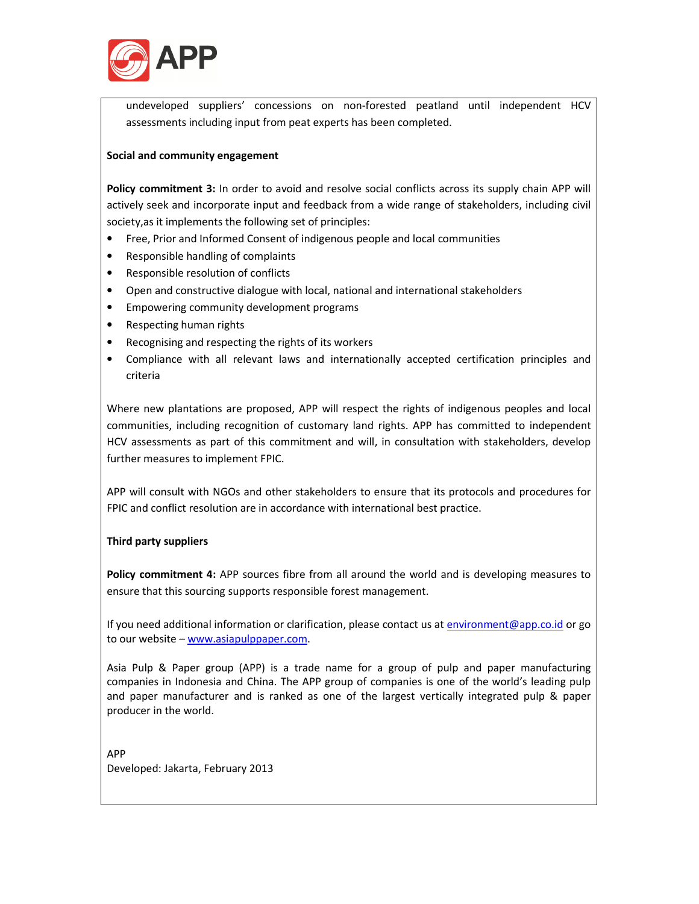undeveloped suppliers' concessions on non-forested peatland until independent HCV assessments including input from peat experts has been completed.

**Social and community engagement**

**Policy commitment 3:** In order to avoid and resolve social conflicts across its supply chain APP will actively seek and incorporate input and feedback from a wide range of stakeholders, including civil society,as it implements the following set of principles:

- Free, Prior and Informed Consent of indigenous people and local communities
- Responsible handling of complaints
- Responsible resolution of conflicts
- Open and constructive dialogue with local, national and international stakeholders
- Empowering community development programs
- Respecting human rights
- Recognising and respecting the rights of its workers
- Compliance with all relevant laws and internationally accepted certification principles and criteria

Where new plantations are proposed, APP will respect the rights of indigenous peoples and local communities, including recognition of customary land rights. APP has committed to independent HCV assessments as part of this commitment and will, in consultation with stakeholders, develop further measures to implement FPIC.

APP will consult with NGOs and other stakeholders to ensure that its protocols and procedures for FPIC and conflict resolution are in accordance with international best practice.

**Third party suppliers**

**Policy commitment 4:** APP sources fibre from all around the world and is developing measures to ensure that this sourcing supports responsible forest management.

If you need additional information or clarification, please contact us at environment@app.co.id or go to our website – www.asiapulppaper.com.

Asia Pulp & Paper group (APP) is a trade name for a group of pulp and paper manufacturing companies in Indonesia and China. The APP group of companies is one of the world's leading pulp and paper manufacturer and is ranked as one of the largest vertically integrated pulp & paper producer in the world.

APP
Developed: Jakarta, February 2013